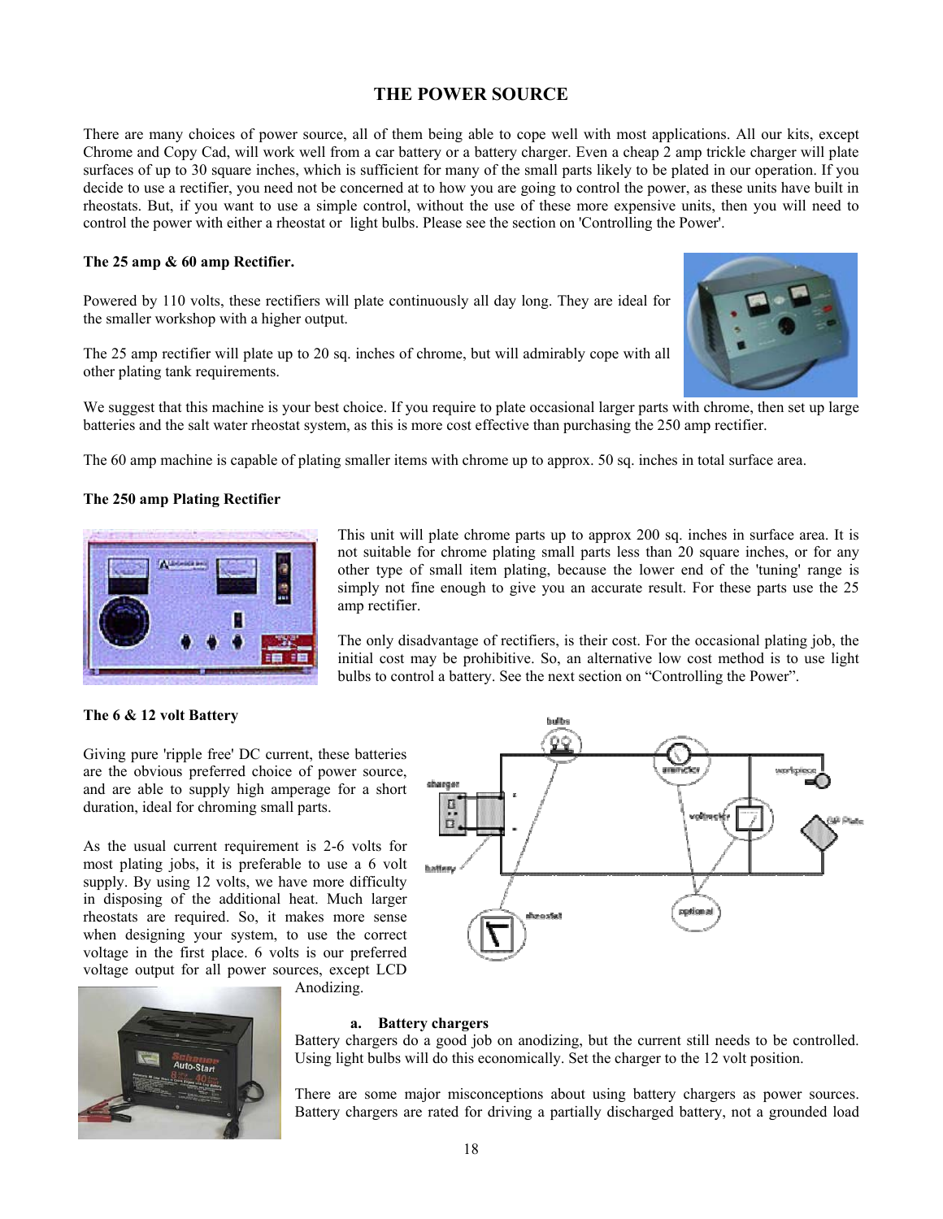# THE POWER SOURCE

There are many choices of power source, all of them being able to cope well with most applications. All our kits, except Chrome and Copy Cad, will work well from a car battery or a battery charger. Even a cheap 2 amp trickle charger will plate surfaces of up to 30 square inches, which is sufficient for many of the small parts likely to be plated in our operation. If you decide to use a rectifier, you need not be concerned at to how you are going to control the power, as these units have built in rheostats. But, if you want to use a simple control, without the use of these more expensive units, then you will need to control the power with either a rheostat or light bulbs. Please see the section on 'Controlling the Power'.

**The 25 amp & 60 amp Rectifier.**

Powered by 110 volts, these rectifiers will plate continuously all day long. They are ideal for the smaller workshop with a higher output.

The 25 amp rectifier will plate up to 20 sq. inches of chrome, but will admirably cope with all other plating tank requirements.

We suggest that this machine is your best choice. If you require to plate occasional larger parts with chrome, then set up large batteries and the salt water rheostat system, as this is more cost effective than purchasing the 250 amp rectifier.

The 60 amp machine is capable of plating smaller items with chrome up to approx. 50 sq. inches in total surface area.

**The 250 amp Plating Rectifier**

This unit will plate chrome parts up to approx 200 sq. inches in surface area. It is not suitable for chrome plating small parts less than 20 square inches, or for any other type of small item plating, because the lower end of the 'tuning' range is simply not fine enough to give you an accurate result. For these parts use the 25 amp rectifier.

The only disadvantage of rectifiers, is their cost. For the occasional plating job, the initial cost may be prohibitive. So, an alternative low cost method is to use light bulbs to control a battery. See the next section on "Controlling the Power".

**The 6 & 12 volt Battery**

Giving pure 'ripple free' DC current, these batteries are the obvious preferred choice of power source, and are able to supply high amperage for a short duration, ideal for chroming small parts.

As the usual current requirement is 2-6 volts for most plating jobs, it is preferable to use a 6 volt supply. By using 12 volts, we have more difficulty in disposing of the additional heat. Much larger rheostats are required. So, it makes more sense when designing your system, to use the correct voltage in the first place. 6 volts is our preferred voltage output for all power sources, except LCD Anodizing.

**a. Battery chargers**

Battery chargers do a good job on anodizing, but the current still needs to be controlled. Using light bulbs will do this economically. Set the charger to the 12 volt position.

There are some major misconceptions about using battery chargers as power sources. Battery chargers are rated for driving a partially discharged battery, not a grounded load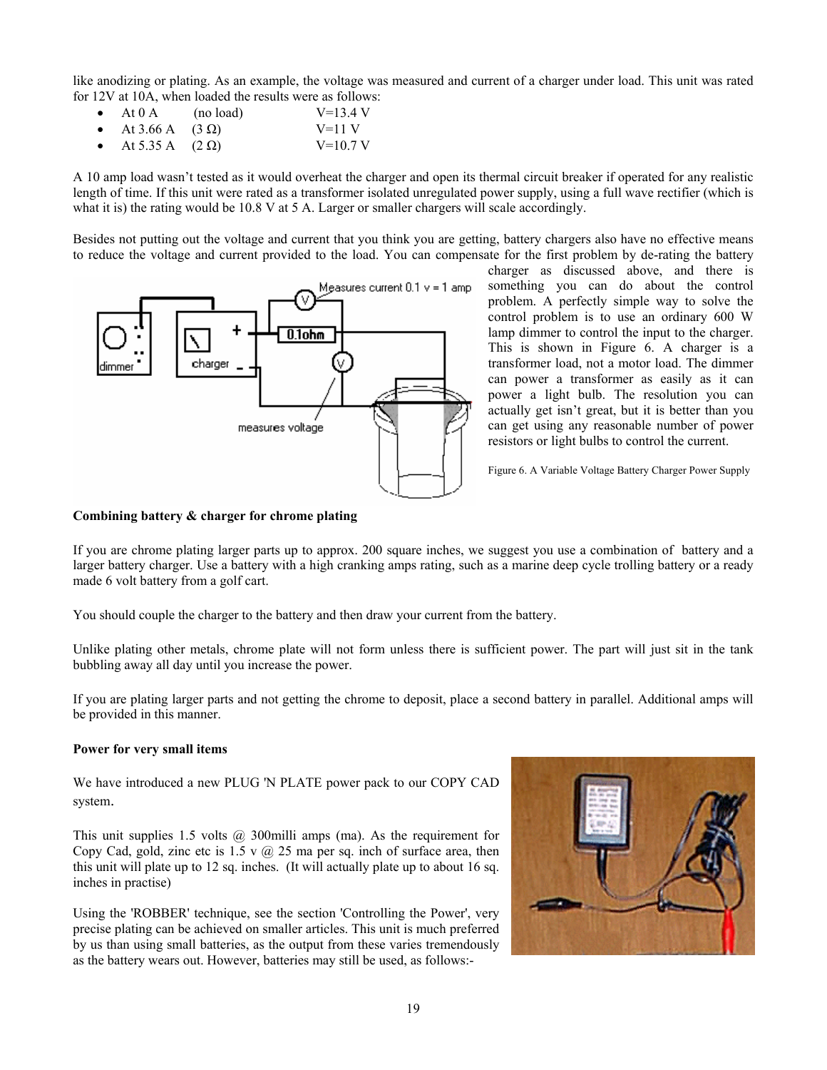like anodizing or plating. As an example, the voltage was measured and current of a charger under load. This unit was rated for 12V at 10A, when loaded the results were as follows:

- At 0 A (no load) V=13.4 V
- At 3.66 A (3 Ω) V=11 V
- At 5.35 A (2 Ω) V=10.7 V

A 10 amp load wasn't tested as it would overheat the charger and open its thermal circuit breaker if operated for any realistic length of time. If this unit were rated as a transformer isolated unregulated power supply, using a full wave rectifier (which is what it is) the rating would be 10.8 V at 5 A. Larger or smaller chargers will scale accordingly.

Besides not putting out the voltage and current that you think you are getting, battery chargers also have no effective means to reduce the voltage and current provided to the load. You can compensate for the first problem by de-rating the battery charger as discussed above, and there is something you can do about the control problem. A perfectly simple way to solve the control problem is to use an ordinary 600 W lamp dimmer to control the input to the charger. This is shown in Figure 6. A charger is a transformer load, not a motor load. The dimmer can power a transformer as easily as it can power a light bulb. The resolution you can actually get isn't great, but it is better than you can get using any reasonable number of power resistors or light bulbs to control the current.

Figure 6. A Variable Voltage Battery Charger Power Supply

**Combining battery & charger for chrome plating**

If you are chrome plating larger parts up to approx. 200 square inches, we suggest you use a combination of battery and a larger battery charger. Use a battery with a high cranking amps rating, such as a marine deep cycle trolling battery or a ready made 6 volt battery from a golf cart.

You should couple the charger to the battery and then draw your current from the battery.

Unlike plating other metals, chrome plate will not form unless there is sufficient power. The part will just sit in the tank bubbling away all day until you increase the power.

If you are plating larger parts and not getting the chrome to deposit, place a second battery in parallel. Additional amps will be provided in this manner.

**Power for very small items**

We have introduced a new PLUG 'N PLATE power pack to our COPY CAD system.

This unit supplies 1.5 volts @ 300milli amps (ma). As the requirement for Copy Cad, gold, zinc etc is 1.5 v @ 25 ma per sq. inch of surface area, then this unit will plate up to 12 sq. inches. (It will actually plate up to about 16 sq. inches in practise)

Using the 'ROBBER' technique, see the section 'Controlling the Power', very precise plating can be achieved on smaller articles. This unit is much preferred by us than using small batteries, as the output from these varies tremendously as the battery wears out. However, batteries may still be used, as follows:-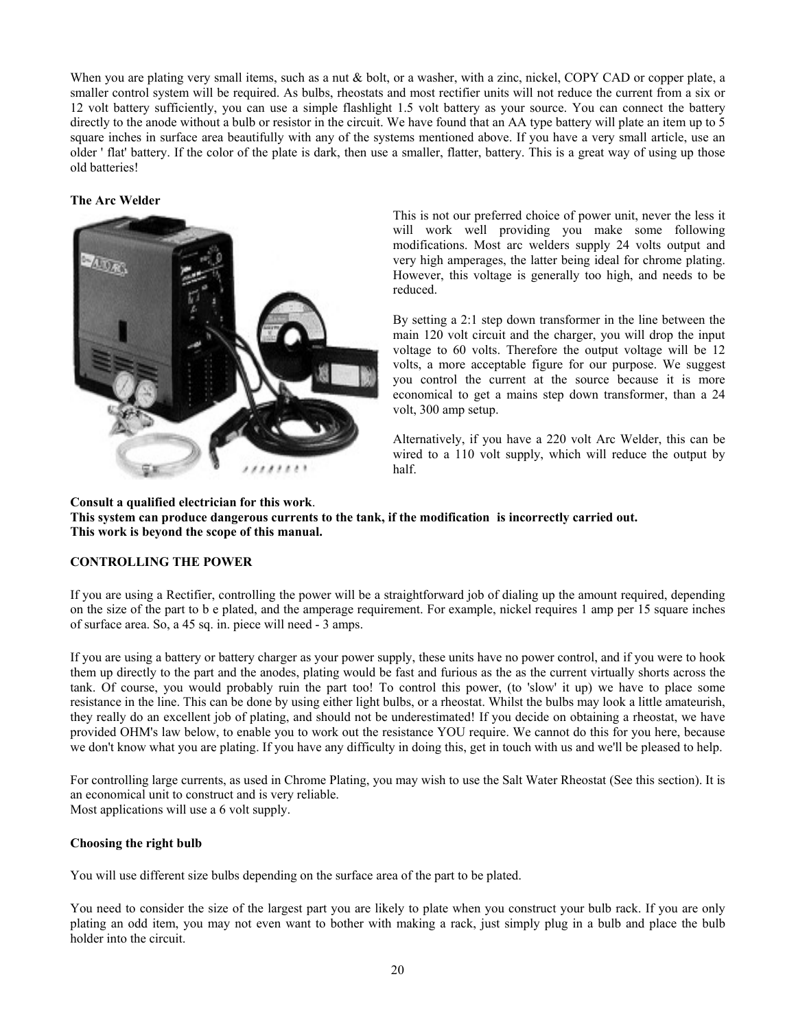When you are plating very small items, such as a nut & bolt, or a washer, with a zinc, nickel, COPY CAD or copper plate, a smaller control system will be required. As bulbs, rheostats and most rectifier units will not reduce the current from a six or 12 volt battery sufficiently, you can use a simple flashlight 1.5 volt battery as your source. You can connect the battery directly to the anode without a bulb or resistor in the circuit. We have found that an AA type battery will plate an item up to 5 square inches in surface area beautifully with any of the systems mentioned above. If you have a very small article, use an older ' flat' battery. If the color of the plate is dark, then use a smaller, flatter, battery. This is a great way of using up those old batteries!

**The Arc Welder**

This is not our preferred choice of power unit, never the less it will work well providing you make some following modifications. Most arc welders supply 24 volts output and very high amperages, the latter being ideal for chrome plating. However, this voltage is generally too high, and needs to be reduced.

By setting a 2:1 step down transformer in the line between the main 120 volt circuit and the charger, you will drop the input voltage to 60 volts. Therefore the output voltage will be 12 volts, a more acceptable figure for our purpose. We suggest you control the current at the source because it is more economical to get a mains step down transformer, than a 24 volt, 300 amp setup.

Alternatively, if you have a 220 volt Arc Welder, this can be wired to a 110 volt supply, which will reduce the output by half.

**Consult a qualified electrician for this work**.
**This system can produce dangerous currents to the tank, if the modification is incorrectly carried out.**
**This work is beyond the scope of this manual.**

**CONTROLLING THE POWER**

If you are using a Rectifier, controlling the power will be a straightforward job of dialing up the amount required, depending on the size of the part to b e plated, and the amperage requirement. For example, nickel requires 1 amp per 15 square inches of surface area. So, a 45 sq. in. piece will need - 3 amps.

If you are using a battery or battery charger as your power supply, these units have no power control, and if you were to hook them up directly to the part and the anodes, plating would be fast and furious as the as the current virtually shorts across the tank. Of course, you would probably ruin the part too! To control this power, (to 'slow' it up) we have to place some resistance in the line. This can be done by using either light bulbs, or a rheostat. Whilst the bulbs may look a little amateurish, they really do an excellent job of plating, and should not be underestimated! If you decide on obtaining a rheostat, we have provided OHM's law below, to enable you to work out the resistance YOU require. We cannot do this for you here, because we don't know what you are plating. If you have any difficulty in doing this, get in touch with us and we'll be pleased to help.

For controlling large currents, as used in Chrome Plating, you may wish to use the Salt Water Rheostat (See this section). It is an economical unit to construct and is very reliable.
Most applications will use a 6 volt supply.

**Choosing the right bulb**

You will use different size bulbs depending on the surface area of the part to be plated.

You need to consider the size of the largest part you are likely to plate when you construct your bulb rack. If you are only plating an odd item, you may not even want to bother with making a rack, just simply plug in a bulb and place the bulb holder into the circuit.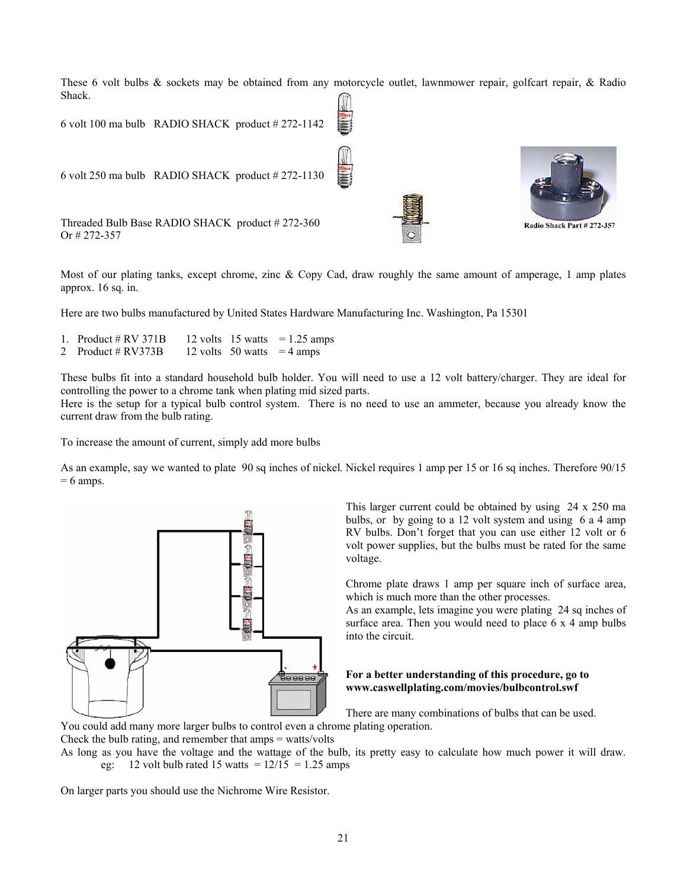These 6 volt bulbs & sockets may be obtained from any motorcycle outlet, lawnmower repair, golfcart repair, & Radio Shack.

6 volt 100 ma bulb RADIO SHACK product # 272-1142

6 volt 250 ma bulb RADIO SHACK product # 272-1130

Threaded Bulb Base RADIO SHACK product # 272-360
Or # 272-357

Radio Shack Part # 272-357

Most of our plating tanks, except chrome, zinc & Copy Cad, draw roughly the same amount of amperage, 1 amp plates approx. 16 sq. in.

Here are two bulbs manufactured by United States Hardware Manufacturing Inc. Washington, Pa 15301

1. Product # RV 371B 12 volts 15 watts = 1.25 amps
2. Product # RV373B 12 volts 50 watts = 4 amps

These bulbs fit into a standard household bulb holder. You will need to use a 12 volt battery/charger. They are ideal for controlling the power to a chrome tank when plating mid sized parts.
Here is the setup for a typical bulb control system. There is no need to use an ammeter, because you already know the current draw from the bulb rating.

To increase the amount of current, simply add more bulbs

As an example, say we wanted to plate 90 sq inches of nickel. Nickel requires 1 amp per 15 or 16 sq inches. Therefore 90/15 = 6 amps.

This larger current could be obtained by using 24 x 250 ma bulbs, or by going to a 12 volt system and using 6 a 4 amp RV bulbs. Don't forget that you can use either 12 volt or 6 volt power supplies, but the bulbs must be rated for the same voltage.

Chrome plate draws 1 amp per square inch of surface area, which is much more than the other processes.
As an example, lets imagine you were plating 24 sq inches of surface area. Then you would need to place 6 x 4 amp bulbs into the circuit.

**For a better understanding of this procedure, go to www.caswellplating.com/movies/bulbcontrol.swf**

There are many combinations of bulbs that can be used.
You could add many more larger bulbs to control even a chrome plating operation.
Check the bulb rating, and remember that amps = watts/volts
As long as you have the voltage and the wattage of the bulb, its pretty easy to calculate how much power it will draw.
eg: 12 volt bulb rated 15 watts = 12/15 = 1.25 amps

On larger parts you should use the Nichrome Wire Resistor.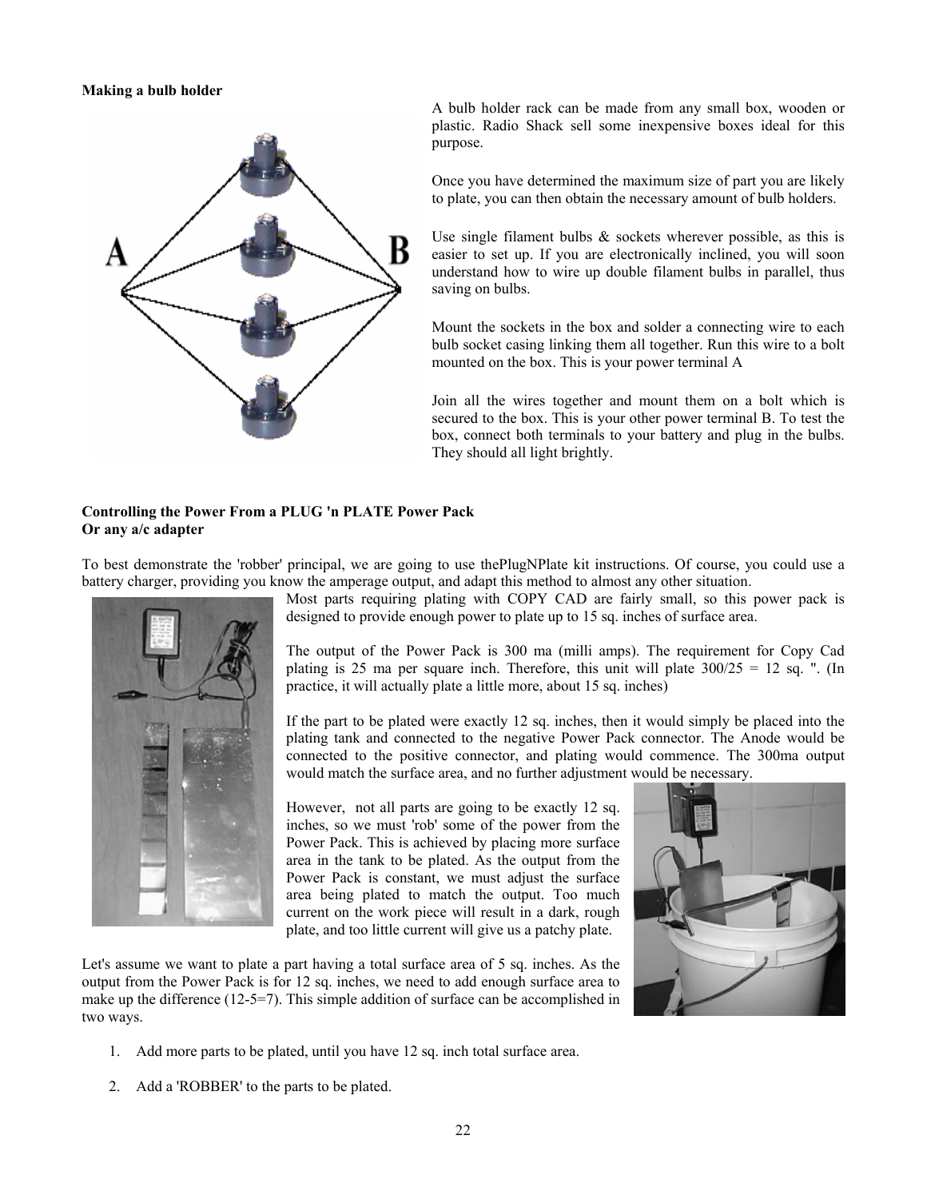**Making a bulb holder**

A bulb holder rack can be made from any small box, wooden or plastic. Radio Shack sell some inexpensive boxes ideal for this purpose.

Once you have determined the maximum size of part you are likely to plate, you can then obtain the necessary amount of bulb holders.

Use single filament bulbs & sockets wherever possible, as this is easier to set up. If you are electronically inclined, you will soon understand how to wire up double filament bulbs in parallel, thus saving on bulbs.

Mount the sockets in the box and solder a connecting wire to each bulb socket casing linking them all together. Run this wire to a bolt mounted on the box. This is your power terminal A

Join all the wires together and mount them on a bolt which is secured to the box. This is your other power terminal B. To test the box, connect both terminals to your battery and plug in the bulbs. They should all light brightly.

**Controlling the Power From a PLUG 'n PLATE Power Pack**
**Or any a/c adapter**

To best demonstrate the 'robber' principal, we are going to use thePlugNPlate kit instructions. Of course, you could use a battery charger, providing you know the amperage output, and adapt this method to almost any other situation.

Most parts requiring plating with COPY CAD are fairly small, so this power pack is designed to provide enough power to plate up to 15 sq. inches of surface area.

The output of the Power Pack is 300 ma (milli amps). The requirement for Copy Cad plating is 25 ma per square inch. Therefore, this unit will plate 300/25 = 12 sq. ". (In practice, it will actually plate a little more, about 15 sq. inches)

If the part to be plated were exactly 12 sq. inches, then it would simply be placed into the plating tank and connected to the negative Power Pack connector. The Anode would be connected to the positive connector, and plating would commence. The 300ma output would match the surface area, and no further adjustment would be necessary.

However, not all parts are going to be exactly 12 sq. inches, so we must 'rob' some of the power from the Power Pack. This is achieved by placing more surface area in the tank to be plated. As the output from the Power Pack is constant, we must adjust the surface area being plated to match the output. Too much current on the work piece will result in a dark, rough plate, and too little current will give us a patchy plate.

Let's assume we want to plate a part having a total surface area of 5 sq. inches. As the output from the Power Pack is for 12 sq. inches, we need to add enough surface area to make up the difference (12-5=7). This simple addition of surface can be accomplished in two ways.

1. Add more parts to be plated, until you have 12 sq. inch total surface area.
2. Add a 'ROBBER' to the parts to be plated.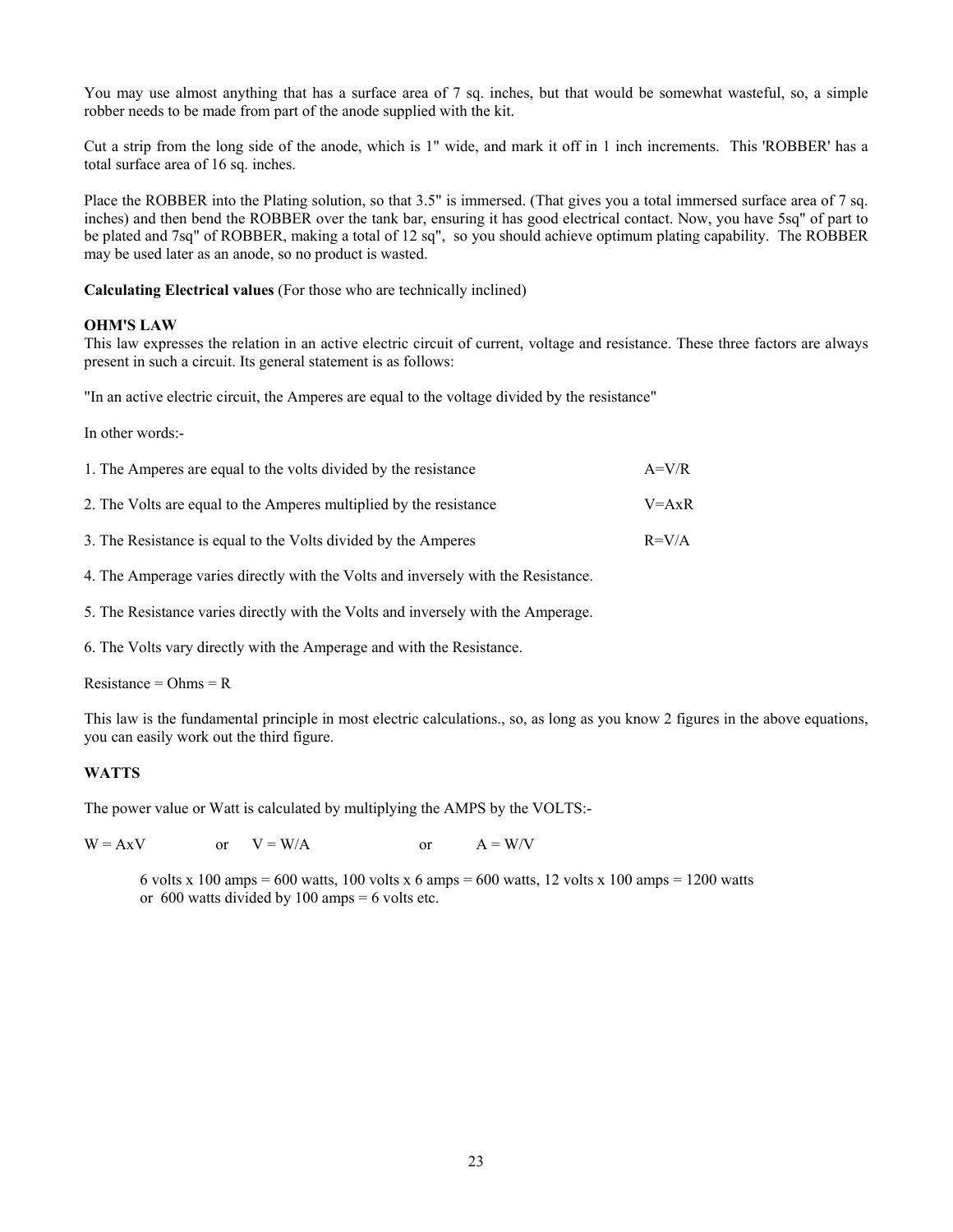You may use almost anything that has a surface area of 7 sq. inches, but that would be somewhat wasteful, so, a simple robber needs to be made from part of the anode supplied with the kit.

Cut a strip from the long side of the anode, which is 1" wide, and mark it off in 1 inch increments. This 'ROBBER' has a total surface area of 16 sq. inches.

Place the ROBBER into the Plating solution, so that 3.5" is immersed. (That gives you a total immersed surface area of 7 sq. inches) and then bend the ROBBER over the tank bar, ensuring it has good electrical contact. Now, you have 5sq" of part to be plated and 7sq" of ROBBER, making a total of 12 sq", so you should achieve optimum plating capability. The ROBBER may be used later as an anode, so no product is wasted.

**Calculating Electrical values** (For those who are technically inclined)

### OHM'S LAW

This law expresses the relation in an active electric circuit of current, voltage and resistance. These three factors are always present in such a circuit. Its general statement is as follows:

"In an active electric circuit, the Amperes are equal to the voltage divided by the resistance"

In other words:-

1. The Amperes are equal to the volts divided by the resistance $A=V/R$
2. The Volts are equal to the Amperes multiplied by the resistance $V=A\times R$
3. The Resistance is equal to the Volts divided by the Amperes $R=V/A$
4. The Amperage varies directly with the Volts and inversely with the Resistance.
5. The Resistance varies directly with the Volts and inversely with the Amperage.
6. The Volts vary directly with the Amperage and with the Resistance.

Resistance = Ohms = R

This law is the fundamental principle in most electric calculations., so, as long as you know 2 figures in the above equations, you can easily work out the third figure.

### WATTS

The power value or Watt is calculated by multiplying the AMPS by the VOLTS:-

$W = A\times V$ or $V = W/A$ or $A = W/V$

6 volts x 100 amps = 600 watts, 100 volts x 6 amps = 600 watts, 12 volts x 100 amps = 1200 watts or 600 watts divided by 100 amps = 6 volts etc.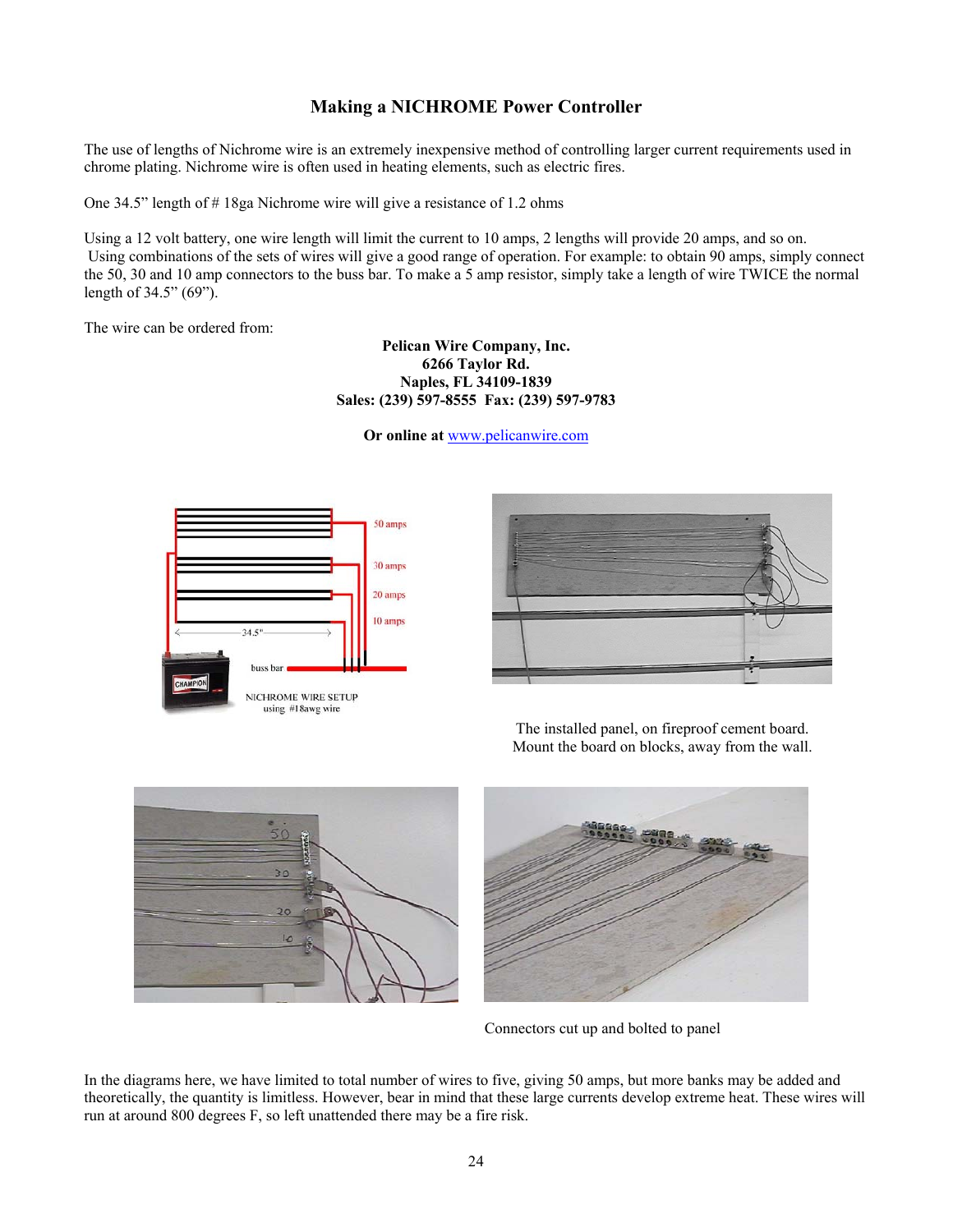## Making a NICHROME Power Controller

The use of lengths of Nichrome wire is an extremely inexpensive method of controlling larger current requirements used in chrome plating. Nichrome wire is often used in heating elements, such as electric fires.

One 34.5" length of # 18ga Nichrome wire will give a resistance of 1.2 ohms

Using a 12 volt battery, one wire length will limit the current to 10 amps, 2 lengths will provide 20 amps, and so on. Using combinations of the sets of wires will give a good range of operation. For example: to obtain 90 amps, simply connect the 50, 30 and 10 amp connectors to the buss bar. To make a 5 amp resistor, simply take a length of wire TWICE the normal length of 34.5" (69").

The wire can be ordered from:

**Pelican Wire Company, Inc.**
**6266 Taylor Rd.**
**Naples, FL 34109-1839**
**Sales: (239) 597-8555 Fax: (239) 597-9783**

**Or online at** www.pelicanwire.com

50 amps
30 amps
20 amps
10 amps
34.5"
buss bar
NICHROME WIRE SETUP
using #18awg wire

The installed panel, on fireproof cement board. Mount the board on blocks, away from the wall.

Connectors cut up and bolted to panel

In the diagrams here, we have limited to total number of wires to five, giving 50 amps, but more banks may be added and theoretically, the quantity is limitless. However, bear in mind that these large currents develop extreme heat. These wires will run at around 800 degrees F, so left unattended there may be a fire risk.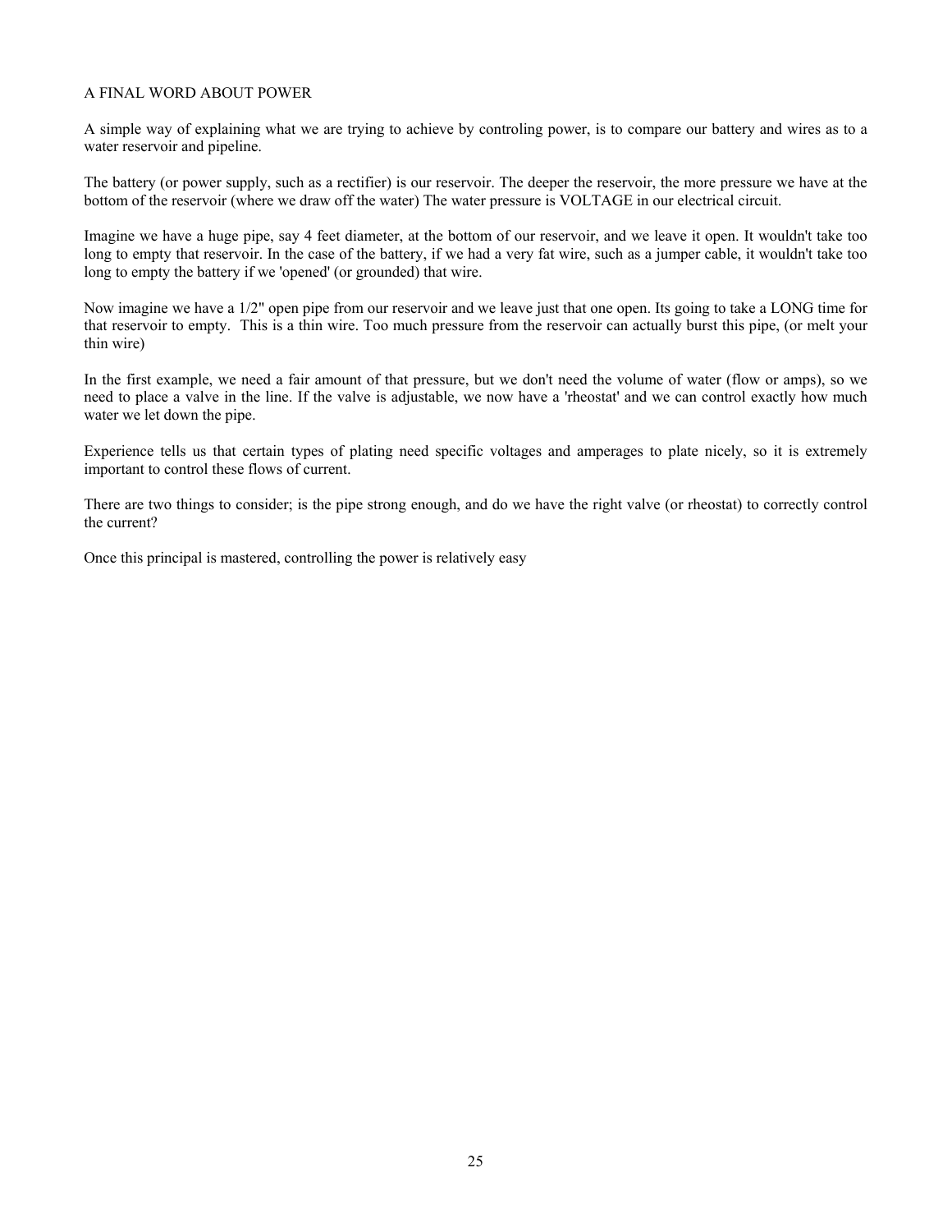## A FINAL WORD ABOUT POWER

A simple way of explaining what we are trying to achieve by controling power, is to compare our battery and wires as to a water reservoir and pipeline.

The battery (or power supply, such as a rectifier) is our reservoir. The deeper the reservoir, the more pressure we have at the bottom of the reservoir (where we draw off the water) The water pressure is VOLTAGE in our electrical circuit.

Imagine we have a huge pipe, say 4 feet diameter, at the bottom of our reservoir, and we leave it open. It wouldn't take too long to empty that reservoir. In the case of the battery, if we had a very fat wire, such as a jumper cable, it wouldn't take too long to empty the battery if we 'opened' (or grounded) that wire.

Now imagine we have a 1/2" open pipe from our reservoir and we leave just that one open. Its going to take a LONG time for that reservoir to empty. This is a thin wire. Too much pressure from the reservoir can actually burst this pipe, (or melt your thin wire)

In the first example, we need a fair amount of that pressure, but we don't need the volume of water (flow or amps), so we need to place a valve in the line. If the valve is adjustable, we now have a 'rheostat' and we can control exactly how much water we let down the pipe.

Experience tells us that certain types of plating need specific voltages and amperages to plate nicely, so it is extremely important to control these flows of current.

There are two things to consider; is the pipe strong enough, and do we have the right valve (or rheostat) to correctly control the current?

Once this principal is mastered, controlling the power is relatively easy